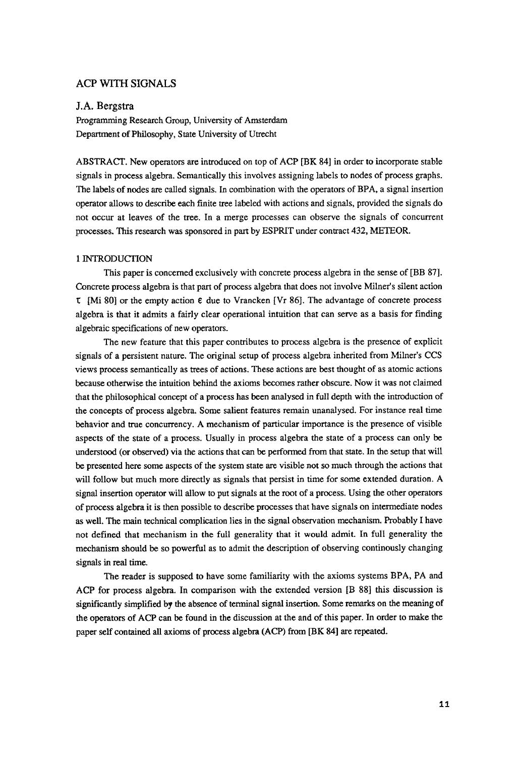# ACP WITH SIGNALS

## J.A. Bergstra

Programming Research Group, University of Amsterdam
Department of Philosophy, State University of Utrecht

ABSTRACT. New operators are introduced on top of ACP [BK 84] in order to incorporate stable signals in process algebra. Semantically this involves assigning labels to nodes of process graphs. The labels of nodes are called signals. In combination with the operators of BPA, a signal insertion operator allows to describe each finite tree labeled with actions and signals, provided the signals do not occur at leaves of the tree. In a merge processes can observe the signals of concurrent processes. This research was sponsored in part by ESPRIT under contract 432, METEOR.

## 1 INTRODUCTION

This paper is concerned exclusively with concrete process algebra in the sense of [BB 87]. Concrete process algebra is that part of process algebra that does not involve Milner's silent action $\tau$ [Mi 80] or the empty action $\varepsilon$ due to Vrancken [Vr 86]. The advantage of concrete process algebra is that it admits a fairly clear operational intuition that can serve as a basis for finding algebraic specifications of new operators.

The new feature that this paper contributes to process algebra is the presence of explicit signals of a persistent nature. The original setup of process algebra inherited from Milner's CCS views process semantically as trees of actions. These actions are best thought of as atomic actions because otherwise the intuition behind the axioms becomes rather obscure. Now it was not claimed that the philosophical concept of a process has been analysed in full depth with the introduction of the concepts of process algebra. Some salient features remain unanalysed. For instance real time behavior and true concurrency. A mechanism of particular importance is the presence of visible aspects of the state of a process. Usually in process algebra the state of a process can only be understood (or observed) via the actions that can be performed from that state. In the setup that will be presented here some aspects of the system state are visible not so much through the actions that will follow but much more directly as signals that persist in time for some extended duration. A signal insertion operator will allow to put signals at the root of a process. Using the other operators of process algebra it is then possible to describe processes that have signals on intermediate nodes as well. The main technical complication lies in the signal observation mechanism. Probably I have not defined that mechanism in the full generality that it would admit. In full generality the mechanism should be so powerful as to admit the description of observing continously changing signals in real time.

The reader is supposed to have some familiarity with the axioms systems BPA, PA and ACP for process algebra. In comparison with the extended version [B 88] this discussion is significantly simplified by the absence of terminal signal insertion. Some remarks on the meaning of the operators of ACP can be found in the discussion at the and of this paper. In order to make the paper self contained all axioms of process algebra (ACP) from [BK 84] are repeated.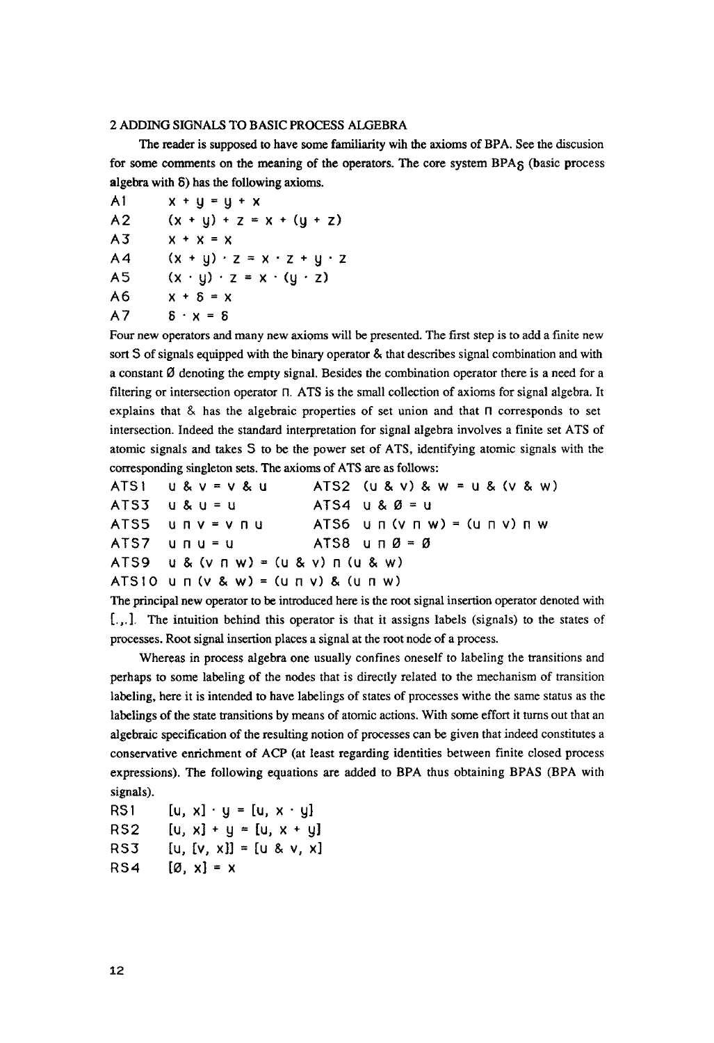## 2 ADDING SIGNALS TO BASIC PROCESS ALGEBRA

The reader is supposed to have some familiarity wih the axioms of BPA. See the discusion for some comments on the meaning of the operators. The core system BPA$_\delta$ (basic process algebra with $\delta$) has the following axioms.

| | |
|---|---|
| A1 | $x + y = y + x$ |
| A2 | $(x + y) + z = x + (y + z)$ |
| A3 | $x + x = x$ |
| A4 | $(x + y) \cdot z = x \cdot z + y \cdot z$ |
| A5 | $(x \cdot y) \cdot z = x \cdot (y \cdot z)$ |
| A6 | $x + \delta = x$ |
| A7 | $\delta \cdot x = \delta$ |

Four new operators and many new axioms will be presented. The first step is to add a finite new sort S of signals equipped with the binary operator & that describes signal combination and with a constant Ø denoting the empty signal. Besides the combination operator there is a need for a filtering or intersection operator ⊓. ATS is the small collection of axioms for signal algebra. It explains that & has the algebraic properties of set union and that ⊓ corresponds to set intersection. Indeed the standard interpretation for signal algebra involves a finite set ATS of atomic signals and takes S to be the power set of ATS, identifying atomic signals with the corresponding singleton sets. The axioms of ATS are as follows:

| | | | |
|---|---|---|---|
| ATS1 | $u \,\&\, v = v \,\&\, u$ | ATS2 | $(u \,\&\, v) \,\&\, w = u \,\&\, (v \,\&\, w)$ |
| ATS3 | $u \,\&\, u = u$ | ATS4 | $u \,\&\, \emptyset = u$ |
| ATS5 | $u \sqcap v = v \sqcap u$ | ATS6 | $u \sqcap (v \sqcap w) = (u \sqcap v) \sqcap w$ |
| ATS7 | $u \sqcap u = u$ | ATS8 | $u \sqcap \emptyset = \emptyset$ |
| ATS9 | $u \,\&\, (v \sqcap w) = (u \,\&\, v) \sqcap (u \,\&\, w)$ | | |
| ATS10 | $u \sqcap (v \,\&\, w) = (u \sqcap v) \,\&\, (u \sqcap w)$ | | |

The principal new operator to be introduced here is the root signal insertion operator denoted with [.,.]. The intuition behind this operator is that it assigns labels (signals) to the states of processes. Root signal insertion places a signal at the root node of a process.

Whereas in process algebra one usually confines oneself to labeling the transitions and perhaps to some labeling of the nodes that is directly related to the mechanism of transition labeling, here it is intended to have labelings of states of processes withe the same status as the labelings of the state transitions by means of atomic actions. With some effort it turns out that an algebraic specification of the resulting notion of processes can be given that indeed constitutes a conservative enrichment of ACP (at least regarding identities between finite closed process expressions). The following equations are added to BPA thus obtaining BPAS (BPA with signals).

| | |
|---|---|
| RS1 | $[u, x] \cdot y = [u, x \cdot y]$ |
| RS2 | $[u, x] + y = [u, x + y]$ |
| RS3 | $[u, [v, x]] = [u \,\&\, v, x]$ |
| RS4 | $[\emptyset, x] = x$ |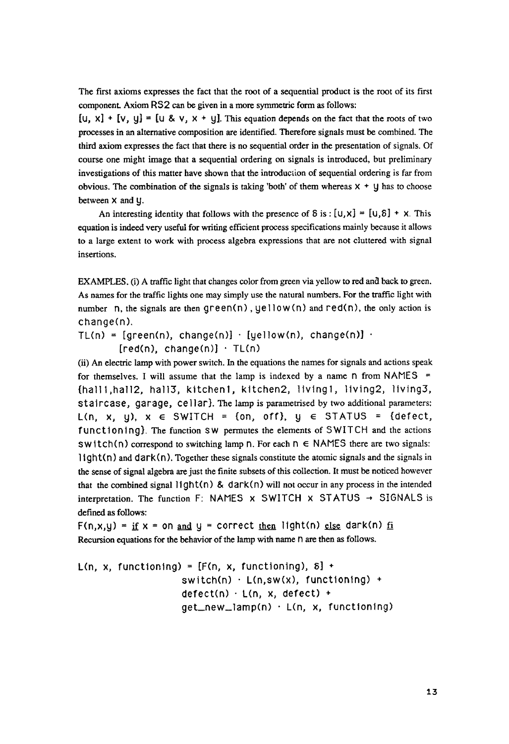The first axioms expresses the fact that the root of a sequential product is the root of its first component. Axiom RS2 can be given in a more symmetric form as follows:

$[u, x] + [v, y] = [u \& v, x + y]$. This equation depends on the fact that the roots of two processes in an alternative composition are identified. Therefore signals must be combined. The third axiom expresses the fact that there is no sequential order in the presentation of signals. Of course one might image that a sequential ordering on signals is introduced, but preliminary investigations of this matter have shown that the introduction of sequential ordering is far from obvious. The combination of the signals is taking 'both' of them whereas $x + y$ has to choose between $x$ and $y$.

An interesting identity that follows with the presence of $\delta$ is : $[u,x] = [u,\delta] + x$. This equation is indeed very useful for writing efficient process specifications mainly because it allows to a large extent to work with process algebra expressions that are not cluttered with signal insertions.

EXAMPLES. (i) A traffic light that changes color from green via yellow to red and back to green. As names for the traffic lights one may simply use the natural numbers. For the traffic light with number n, the signals are then green(n), yellow(n) and red(n), the only action is change(n).

```
TL(n) = [green(n), change(n)] · [yellow(n), change(n)] ·
        [red(n), change(n)] · TL(n)
```

(ii) An electric lamp with power switch. In the equations the names for signals and actions speak for themselves. I will assume that the lamp is indexed by a name n from NAMES = {hall1,hall2, hall3, kitchen1, kitchen2, living1, living2, living3, staircase, garage, cellar}. The lamp is parametrised by two additional parameters: L(n, x, y), x ∈ SWITCH = {on, off}, y ∈ STATUS = {defect, functioning}. The function sw permutes the elements of SWITCH and the actions switch(n) correspond to switching lamp n. For each n ∈ NAMES there are two signals: light(n) and dark(n). Together these signals constitute the atomic signals and the signals in the sense of signal algebra are just the finite subsets of this collection. It must be noticed however that the combined signal light(n) & dark(n) will not occur in any process in the intended interpretation. The function F: NAMES x SWITCH x STATUS → SIGNALS is defined as follows:

F(n,x,y) = _if_ x = on _and_ y = correct _then_ light(n) _else_ dark(n) _fi_

Recursion equations for the behavior of the lamp with name n are then as follows.

```
L(n, x, functioning) = [F(n, x, functioning), δ] +
                   switch(n) · L(n,sw(x), functioning) +
                   defect(n) · L(n, x, defect) +
                   get_new_lamp(n) · L(n, x, functioning)
```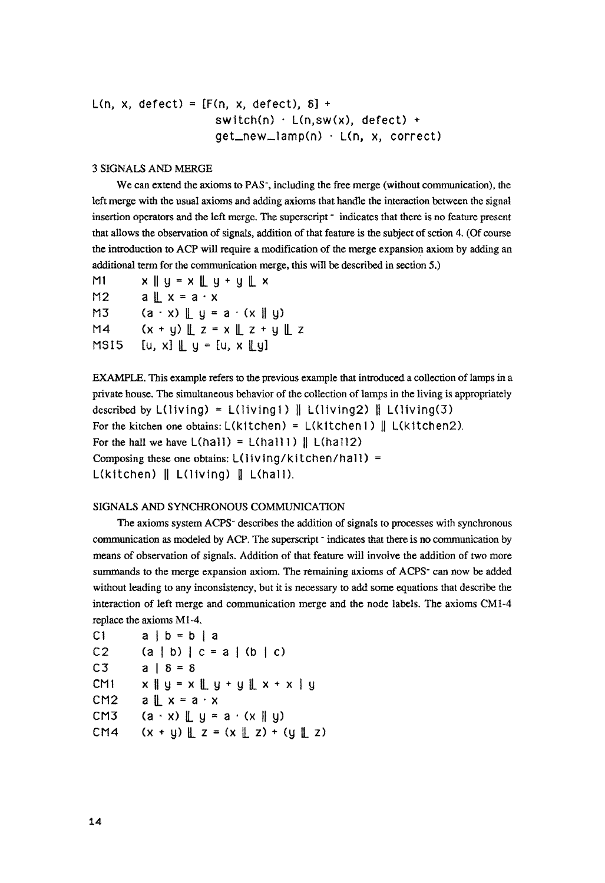$$L(n, x, defect) = [F(n, x, defect), \delta] + switch(n) \cdot L(n, sw(x), defect) + get\_new\_lamp(n) \cdot L(n, x, correct)$$

## 3 SIGNALS AND MERGE

We can extend the axioms to PAS$^-$, including the free merge (without communication), the left merge with the usual axioms and adding axioms that handle the interaction between the signal insertion operators and the left merge. The superscript $^-$ indicates that there is no feature present that allows the observation of signals, addition of that feature is the subject of sction 4. (Of course the introduction to ACP will require a modification of the merge expansion axiom by adding an additional term for the communication merge, this will be described in section 5.)

| | |
|---|---|
| M1 | $x \parallel y = x ⫽ y + y ⫽ x$ |
| M2 | $a ⫽ x = a \cdot x$ |
| M3 | $(a \cdot x) ⫽ y = a \cdot (x \parallel y)$ |
| M4 | $(x + y) ⫽ z = x ⫽ z + y ⫽ z$ |
| MSI5 | $[u, x] ⫽ y = [u, x ⫽ y]$ |

EXAMPLE. This example refers to the previous example that introduced a collection of lamps in a private house. The simultaneous behavior of the collection of lamps in the living is appropriately described by $L(living) = L(living1) \parallel L(living2) \parallel L(living(3)$

For the kitchen one obtains: $L(kitchen) = L(kitchen1) \parallel L(kitchen2)$.

For the hall we have $L(hall) = L(hall1) \parallel L(hall2)$

Composing these one obtains: $L(living/kitchen/hall) = L(kitchen) \parallel L(living) \parallel L(hall)$.

## SIGNALS AND SYNCHRONOUS COMMUNICATION

The axioms system ACPS$^-$ describes the addition of signals to processes with synchronous communication as modeled by ACP. The superscript $^-$ indicates that there is no communication by means of observation of signals. Addition of that feature will involve the addition of two more summands to the merge expansion axiom. The remaining axioms of ACPS$^-$ can now be added without leading to any inconsistency, but it is necessary to add some equations that describe the interaction of left merge and communication merge and the node labels. The axioms CM1-4 replace the axioms M1-4.

| | |
|---|---|
| C1 | $a \mid b = b \mid a$ |
| C2 | $(a \mid b) \mid c = a \mid (b \mid c)$ |
| C3 | $a \mid \delta = \delta$ |
| CM1 | $x \parallel y = x ⫽ y + y ⫽ x + x \mid y$ |
| CM2 | $a ⫽ x = a \cdot x$ |
| CM3 | $(a \cdot x) ⫽ y = a \cdot (x \parallel y)$ |
| CM4 | $(x + y) ⫽ z = (x ⫽ z) + (y ⫽ z)$ |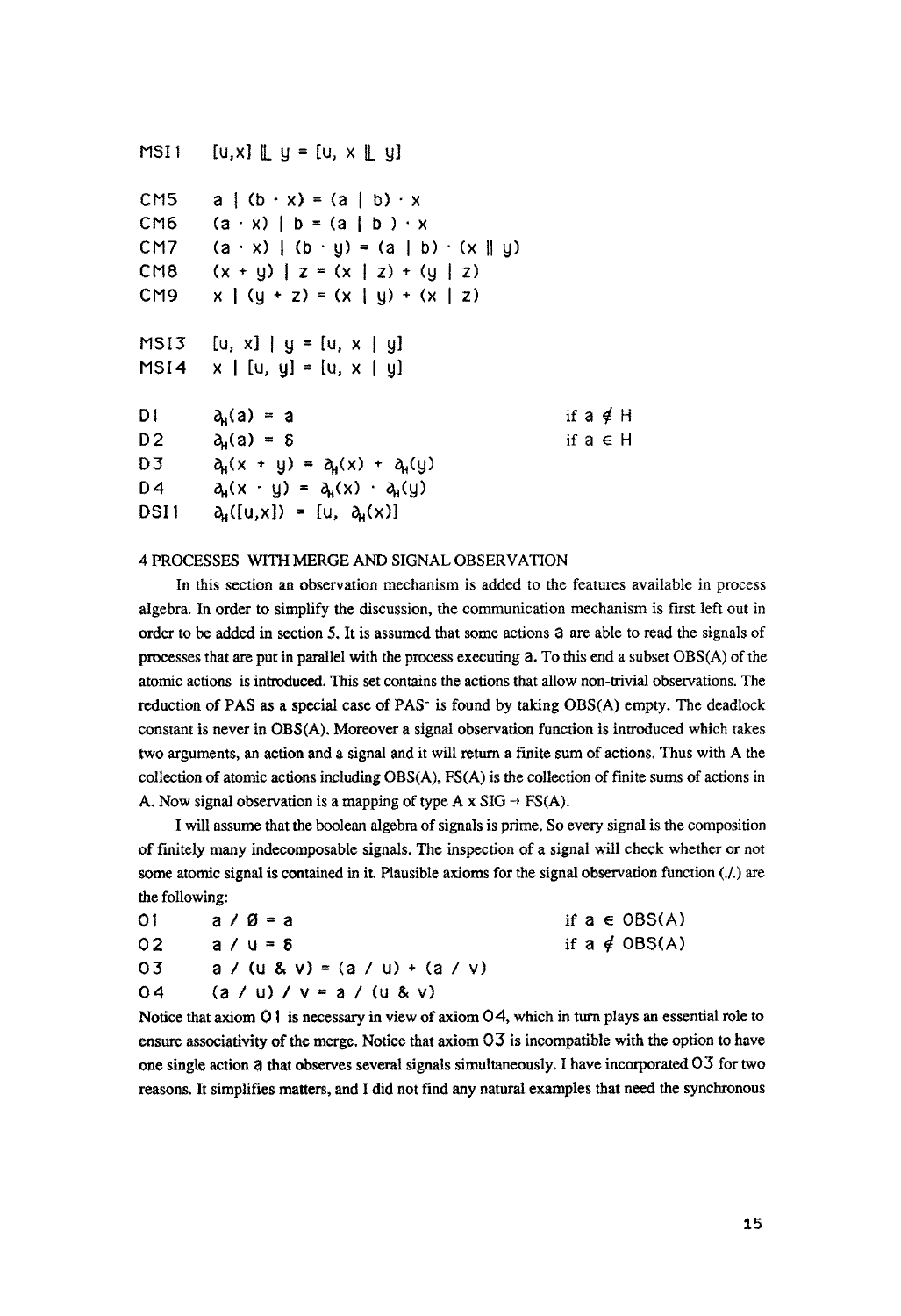| | | |
|---|---|---|
| MSI1 | $[u,x] \mathbin{⌊\!⌊} y = [u, x \mathbin{⌊\!⌊} y]$ | |
| | | |
| CM5 | $a \mid (b \cdot x) = (a \mid b) \cdot x$ | |
| CM6 | $(a \cdot x) \mid b = (a \mid b) \cdot x$ | |
| CM7 | $(a \cdot x) \mid (b \cdot y) = (a \mid b) \cdot (x \parallel y)$ | |
| CM8 | $(x + y) \mid z = (x \mid z) + (y \mid z)$ | |
| CM9 | $x \mid (y + z) = (x \mid y) + (x \mid z)$ | |
| | | |
| MSI3 | $[u, x] \mid y = [u, x \mid y]$ | |
| MSI4 | $x \mid [u, y] = [u, x \mid y]$ | |
| | | |
| D1 | $\partial_H(a) = a$ | if $a \notin H$ |
| D2 | $\partial_H(a) = \delta$ | if $a \in H$ |
| D3 | $\partial_H(x + y) = \partial_H(x) + \partial_H(y)$ | |
| D4 | $\partial_H(x \cdot y) = \partial_H(x) \cdot \partial_H(y)$ | |
| DSI1 | $\partial_H([u,x]) = [u, \partial_H(x)]$ | |

## 4 PROCESSES WITH MERGE AND SIGNAL OBSERVATION

In this section an observation mechanism is added to the features available in process algebra. In order to simplify the discussion, the communication mechanism is first left out in order to be added in section 5. It is assumed that some actions $a$ are able to read the signals of processes that are put in parallel with the process executing $a$. To this end a subset OBS(A) of the atomic actions is introduced. This set contains the actions that allow non-trivial observations. The reduction of PAS as a special case of PAS⁻ is found by taking OBS(A) empty. The deadlock constant is never in OBS(A). Moreover a signal observation function is introduced which takes two arguments, an action and a signal and it will return a finite sum of actions. Thus with A the collection of atomic actions including OBS(A), FS(A) is the collection of finite sums of actions in A. Now signal observation is a mapping of type $A \times SIG \rightarrow FS(A)$.

I will assume that the boolean algebra of signals is prime. So every signal is the composition of finitely many indecomposable signals. The inspection of a signal will check whether or not some atomic signal is contained in it. Plausible axioms for the signal observation function (./.) are the following:

| | | |
|---|---|---|
| O1 | $a / \emptyset = a$ | if $a \in OBS(A)$ |
| O2 | $a / u = \delta$ | if $a \notin OBS(A)$ |
| O3 | $a / (u \,\&\, v) = (a / u) + (a / v)$ | |
| O4 | $(a / u) / v = a / (u \,\&\, v)$ | |

Notice that axiom O1 is necessary in view of axiom O4, which in turn plays an essential role to ensure associativity of the merge. Notice that axiom O3 is incompatible with the option to have one single action $a$ that observes several signals simultaneously. I have incorporated O3 for two reasons. It simplifies matters, and I did not find any natural examples that need the synchronous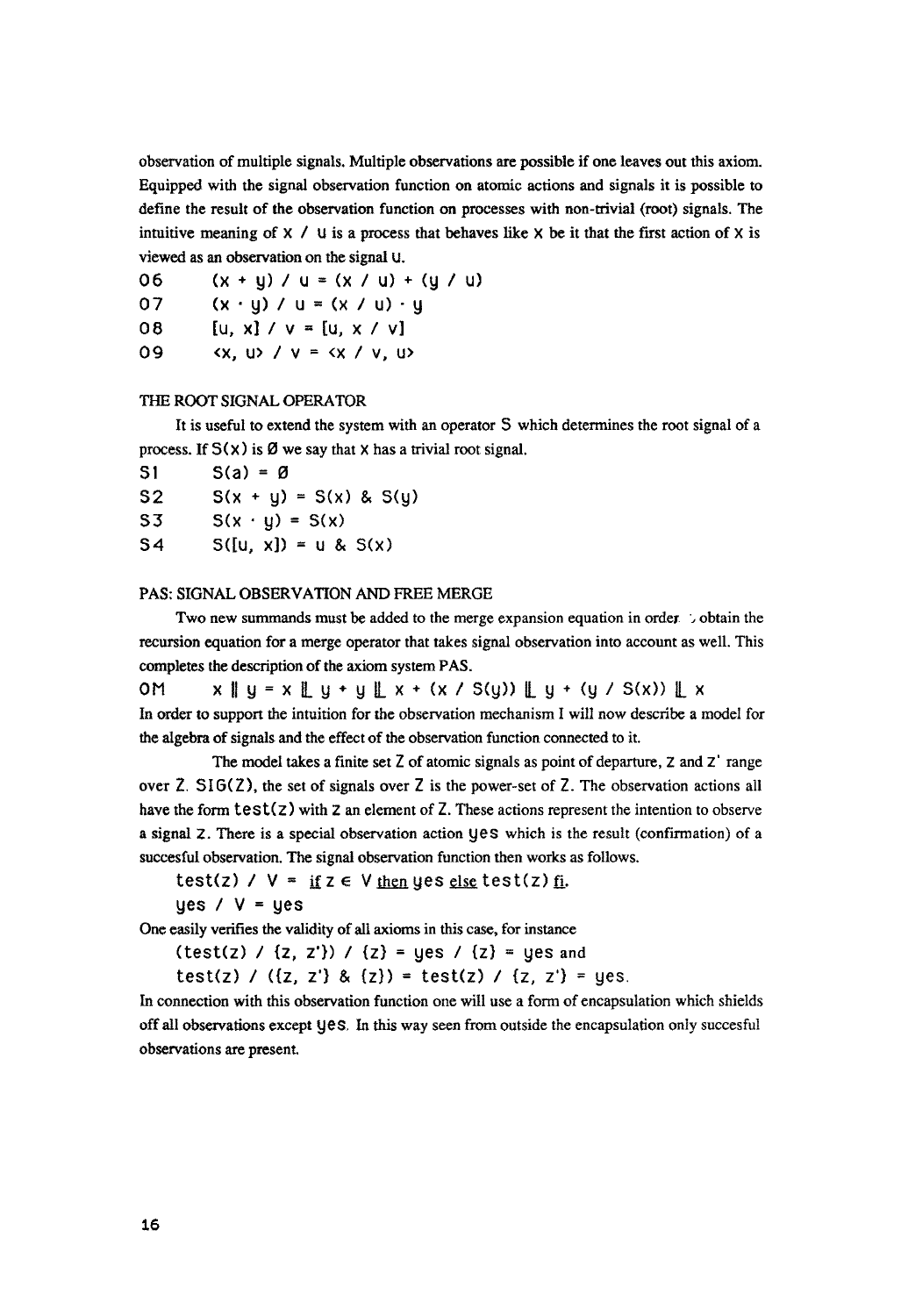observation of multiple signals. Multiple observations are possible if one leaves out this axiom. Equipped with the signal observation function on atomic actions and signals it is possible to define the result of the observation function on processes with non-trivial (root) signals. The intuitive meaning of $x / u$ is a process that behaves like $x$ be it that the first action of $x$ is viewed as an observation on the signal $u$.

| | |
|---|---|
| 06 | $(x + y) / u = (x / u) + (y / u)$ |
| 07 | $(x \cdot y) / u = (x / u) \cdot y$ |
| 08 | $[u, x] / v = [u, x / v]$ |
| 09 | $\langle x, u \rangle / v = \langle x / v, u \rangle$ |

THE ROOT SIGNAL OPERATOR

It is useful to extend the system with an operator $S$ which determines the root signal of a process. If $S(x)$ is $\emptyset$ we say that $x$ has a trivial root signal.

| | |
|---|---|
| S1 | $S(a) = \emptyset$ |
| S2 | $S(x + y) = S(x) \,\&\, S(y)$ |
| S3 | $S(x \cdot y) = S(x)$ |
| S4 | $S([u, x]) = u \,\&\, S(x)$ |

PAS: SIGNAL OBSERVATION AND FREE MERGE

Two new summands must be added to the merge expansion equation in order to obtain the recursion equation for a merge operator that takes signal observation into account as well. This completes the description of the axiom system PAS.

OM $\quad x \parallel y = x \mathbin{⌊\!⌊} y + y \mathbin{⌊\!⌊} x + (x / S(y)) \mathbin{⌊\!⌊} y + (y / S(x)) \mathbin{⌊\!⌊} x$

In order to support the intuition for the observation mechanism I will now describe a model for the algebra of signals and the effect of the observation function connected to it.

The model takes a finite set $Z$ of atomic signals as point of departure, $z$ and $z'$ range over $Z$. $SIG(Z)$, the set of signals over $Z$ is the power-set of $Z$. The observation actions all have the form $test(z)$ with $z$ an element of $Z$. These actions represent the intention to observe a signal $z$. There is a special observation action $yes$ which is the result (confirmation) of a succesful observation. The signal observation function then works as follows.

$test(z) / V =$ <u>if</u> $z \in V$ <u>then</u> $yes$ <u>else</u> $test(z)$ <u>fi</u>.

$yes / V = yes$

One easily verifies the validity of all axioms in this case, for instance

$(test(z) / \{z, z'\}) / \{z\} = yes / \{z\} = yes$ and

$test(z) / (\{z, z'\} \,\&\, \{z\}) = test(z) / \{z, z'\} = yes.$

In connection with this observation function one will use a form of encapsulation which shields off all observations except $yes$. In this way seen from outside the encapsulation only succesful observations are present.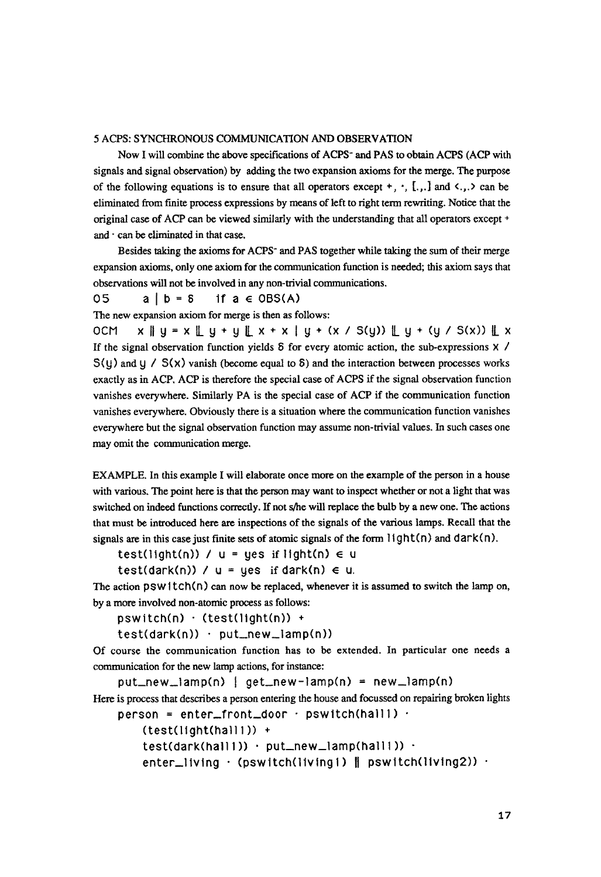## 5 ACPS: SYNCHRONOUS COMMUNICATION AND OBSERVATION

Now I will combine the above specifications of ACPS$^-$ and PAS to obtain ACPS (ACP with signals and signal observation) by adding the two expansion axioms for the merge. The purpose of the following equations is to ensure that all operators except $+$, $\cdot$, $[.,.]$ and $<.,.>$ can be eliminated from finite process expressions by means of left to right term rewriting. Notice that the original case of ACP can be viewed similarly with the understanding that all operators except $+$ and $\cdot$ can be eliminated in that case.

Besides taking the axioms for ACPS$^-$ and PAS together while taking the sum of their merge expansion axioms, only one axiom for the communication function is needed; this axiom says that observations will not be involved in any non-trivial communications.

O5 $\quad a \mid b = \delta \quad$ if $a \in OBS(A)$

The new expansion axiom for merge is then as follows:

OCM $\quad x \parallel y = x \mathbin{⌊\!⌊} y + y \mathbin{⌊\!⌊} x + x \mid y + (x \,/\, S(y)) \mathbin{⌊\!⌊} y + (y \,/\, S(x)) \mathbin{⌊\!⌊} x$

If the signal observation function yields $\delta$ for every atomic action, the sub-expressions $x \,/\, S(y)$ and $y \,/\, S(x)$ vanish (become equal to $\delta$) and the interaction between processes works exactly as in ACP. ACP is therefore the special case of ACPS if the signal observation function vanishes everywhere. Similarly PA is the special case of ACP if the communication function vanishes everywhere. Obviously there is a situation where the communication function vanishes everywhere but the signal observation function may assume non-trivial values. In such cases one may omit the communication merge.

EXAMPLE. In this example I will elaborate once more on the example of the person in a house with various. The point here is that the person may want to inspect whether or not a light that was switched on indeed functions correctly. If not s/he will replace the bulb by a new one. The actions that must be introduced here are inspections of the signals of the various lamps. Recall that the signals are in this case just finite sets of atomic signals of the form light(n) and dark(n).

```
test(light(n)) / u = yes if light(n) ∈ u
test(dark(n)) / u = yes  if dark(n) ∈ u.
```

The action pswitch(n) can now be replaced, whenever it is assumed to switch the lamp on, by a more involved non-atomic process as follows:

```
pswitch(n) · (test(light(n)) +
test(dark(n)) · put_new_lamp(n))
```

Of course the communication function has to be extended. In particular one needs a communication for the new lamp actions, for instance:

```
put_new_lamp(n) | get_new-lamp(n) = new_lamp(n)
```

Here is process that describes a person entering the house and focussed on repairing broken lights

```
person = enter_front_door · pswitch(hall1) ·
    (test(light(hall1)) +
    test(dark(hall1)) · put_new_lamp(hall1)) ·
    enter_living · (pswitch(living1) || pswitch(living2)) ·
```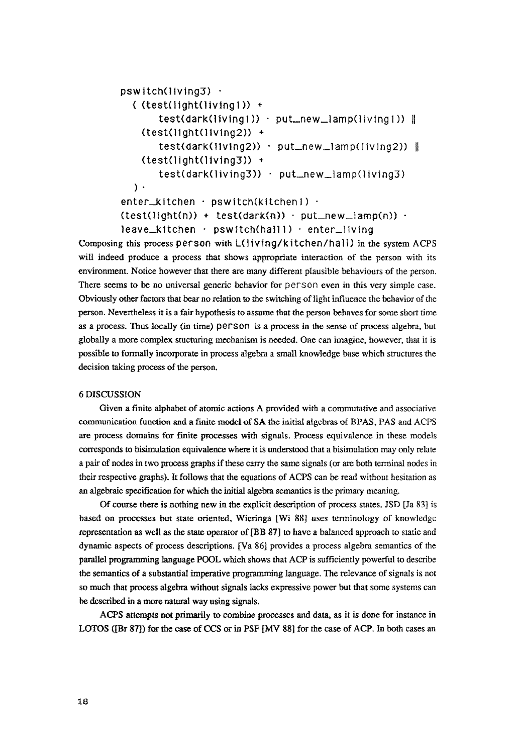```
pswitch(living3) ·
  ( (test(light(living1)) +
       test(dark(living1)) · put_new_lamp(living1)) ||
    (test(light(living2)) +
       test(dark(living2)) · put_new_lamp(living2)) ||
    (test(light(living3)) +
       test(dark(living3)) · put_new_lamp(living3)
  ) ·
enter_kitchen · pswitch(kitchen1) ·
(test(light(n)) + test(dark(n)) · put_new_lamp(n)) ·
leave_kitchen · pswitch(hall1) · enter_living
```

Composing this process `person` with `L(living/kitchen/hall)` in the system ACPS will indeed produce a process that shows appropriate interaction of the person with its environment. Notice however that there are many different plausible behaviours of the person. There seems to be no universal generic behavior for `person` even in this very simple case. Obviously other factors that bear no relation to the switching of light influence the behavior of the person. Nevertheless it is a fair hypothesis to assume that the person behaves for some short time as a process. Thus locally (in time) `person` is a process in the sense of process algebra, but globally a more complex stucturing mechanism is needed. One can imagine, however, that it is possible to formally incorporate in process algebra a small knowledge base which structures the decision taking process of the person.

## 6 DISCUSSION

Given a finite alphabet of atomic actions A provided with a commutative and associative communication function and a finite model of SA the initial algebras of BPAS, PAS and ACPS are process domains for finite processes with signals. Process equivalence in these models corresponds to bisimulation equivalence where it is understood that a bisimulation may only relate a pair of nodes in two process graphs if these carry the same signals (or are both terminal nodes in their respective graphs). It follows that the equations of ACPS can be read without hesitation as an algebraic specification for which the initial algebra semantics is the primary meaning.

Of course there is nothing new in the explicit description of process states. JSD [Ja 83] is based on processes but state oriented, Wieringa [Wi 88] uses terminology of knowledge representation as well as the state operator of [BB 87] to have a balanced approach to static and dynamic aspects of process descriptions. [Va 86] provides a process algebra semantics of the parallel programming language POOL which shows that ACP is sufficiently powerful to describe the semantics of a substantial imperative programming language. The relevance of signals is not so much that process algebra without signals lacks expressive power but that some systems can be described in a more natural way using signals.

ACPS attempts not primarily to combine processes and data, as it is done for instance in LOTOS ([Br 87]) for the case of CCS or in PSF [MV 88] for the case of ACP. In both cases an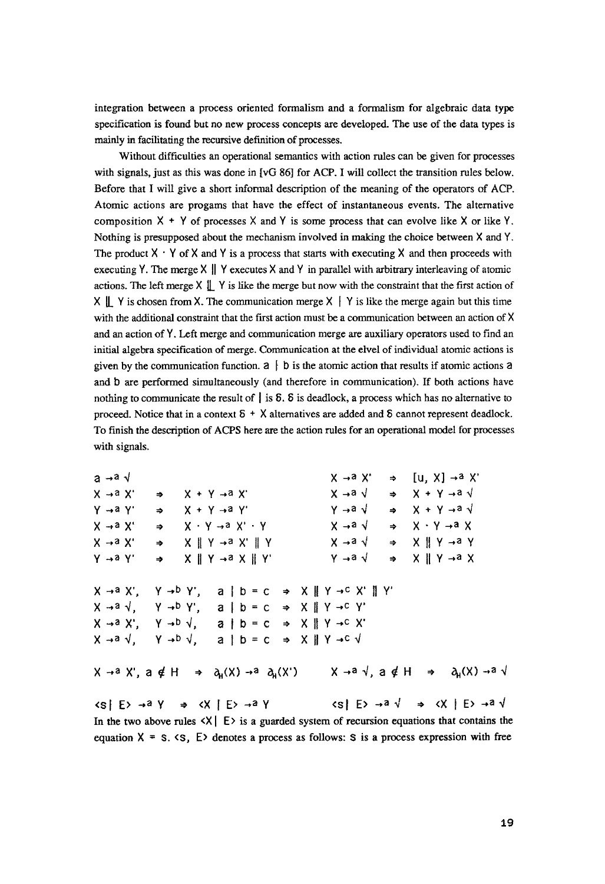integration between a process oriented formalism and a formalism for algebraic data type specification is found but no new process concepts are developed. The use of the data types is mainly in facilitating the recursive definition of processes.

Without difficulties an operational semantics with action rules can be given for processes with signals, just as this was done in [vG 86] for ACP. I will collect the transition rules below. Before that I will give a short informal description of the meaning of the operators of ACP. Atomic actions are progams that have the effect of instantaneous events. The alternative composition $X + Y$ of processes $X$ and $Y$ is some process that can evolve like $X$ or like $Y$. Nothing is presupposed about the mechanism involved in making the choice between $X$ and $Y$. The product $X \cdot Y$ of $X$ and $Y$ is a process that starts with executing $X$ and then proceeds with executing $Y$. The merge $X \parallel Y$ executes $X$ and $Y$ in parallel with arbitrary interleaving of atomic actions. The left merge $X \mathbin{\lfloor\!\lfloor} Y$ is like the merge but now with the constraint that the first action of $X \mathbin{\lfloor\!\lfloor} Y$ is chosen from $X$. The communication merge $X \mid Y$ is like the merge again but this time with the additional constraint that the first action must be a communication between an action of $X$ and an action of $Y$. Left merge and communication merge are auxiliary operators used to find an initial algebra specification of merge. Communication at the elvel of individual atomic actions is given by the communication function. $a \mid b$ is the atomic action that results if atomic actions $a$ and $b$ are performed simultaneously (and therefore in communication). If both actions have nothing to communicate the result of $\mid$ is $\delta$. $\delta$ is deadlock, a process which has no alternative to proceed. Notice that in a context $\delta + X$ alternatives are added and $\delta$ cannot represent deadlock. To finish the description of ACPS here are the action rules for an operational model for processes with signals.

$$a \to^a \surd \qquad\qquad X \to^a X' \;\Rightarrow\; [u, X] \to^a X'$$

$$X \to^a X' \;\Rightarrow\; X + Y \to^a X' \qquad\qquad X \to^a \surd \;\Rightarrow\; X + Y \to^a \surd$$

$$Y \to^a Y' \;\Rightarrow\; X + Y \to^a Y' \qquad\qquad Y \to^a \surd \;\Rightarrow\; X + Y \to^a \surd$$

$$X \to^a X' \;\Rightarrow\; X \cdot Y \to^a X' \cdot Y \qquad\qquad X \to^a \surd \;\Rightarrow\; X \cdot Y \to^a X$$

$$X \to^a X' \;\Rightarrow\; X \parallel Y \to^a X' \parallel Y \qquad\qquad X \to^a \surd \;\Rightarrow\; X \parallel Y \to^a Y$$

$$Y \to^a Y' \;\Rightarrow\; X \parallel Y \to^a X \parallel Y' \qquad\qquad Y \to^a \surd \;\Rightarrow\; X \parallel Y \to^a X$$

$$X \to^a X',\quad Y \to^b Y',\quad a \mid b = c \;\Rightarrow\; X \parallel Y \to^c X' \parallel Y'$$

$$X \to^a \surd,\quad Y \to^b Y',\quad a \mid b = c \;\Rightarrow\; X \parallel Y \to^c Y'$$

$$X \to^a X',\quad Y \to^b \surd,\quad a \mid b = c \;\Rightarrow\; X \parallel Y \to^c X'$$

$$X \to^a \surd,\quad Y \to^b \surd,\quad a \mid b = c \;\Rightarrow\; X \parallel Y \to^c \surd$$

$$X \to^a X',\ a \notin H \;\Rightarrow\; \partial_H(X) \to^a \partial_H(X') \qquad\qquad X \to^a \surd,\ a \notin H \;\Rightarrow\; \partial_H(X) \to^a \surd$$

$$\langle s \mid E\rangle \to^a Y \;\Rightarrow\; \langle X \mid E\rangle \to^a Y \qquad\qquad \langle s \mid E\rangle \to^a \surd \;\Rightarrow\; \langle X \mid E\rangle \to^a \surd$$

In the two above rules $\langle X \mid E\rangle$ is a guarded system of recursion equations that contains the equation $X = s$. $\langle s, E\rangle$ denotes a process as follows: $s$ is a process expression with free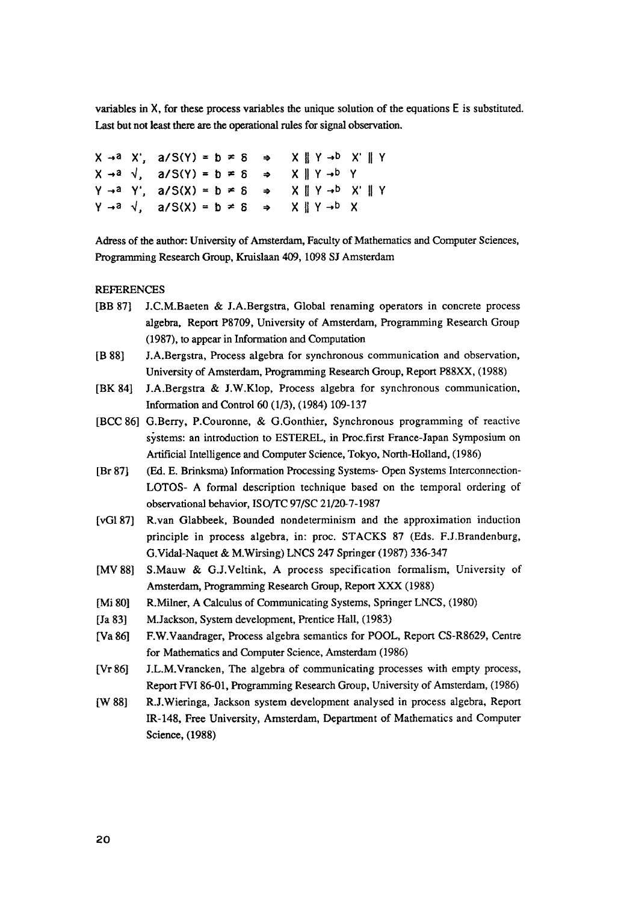variables in X, for these process variables the unique solution of the equations E is substituted. Last but not least there are the operational rules for signal observation.

$$X \to^a X',\quad a/S(Y) = b \neq \delta \quad \Rightarrow \quad X \parallel Y \to^b X' \parallel Y$$

$$X \to^a \surd,\quad a/S(Y) = b \neq \delta \quad \Rightarrow \quad X \parallel Y \to^b Y$$

$$Y \to^a Y',\quad a/S(X) = b \neq \delta \quad \Rightarrow \quad X \parallel Y \to^b X' \parallel Y$$

$$Y \to^a \surd,\quad a/S(X) = b \neq \delta \quad \Rightarrow \quad X \parallel Y \to^b X$$

Adress of the author: University of Amsterdam, Faculty of Mathematics and Computer Sciences, Programming Research Group, Kruislaan 409, 1098 SJ Amsterdam

REFERENCES

- [BB 87] J.C.M.Baeten & J.A.Bergstra, Global renaming operators in concrete process algebra, Report P8709, University of Amsterdam, Programming Research Group (1987), to appear in Information and Computation
- [B 88] J.A.Bergstra, Process algebra for synchronous communication and observation, University of Amsterdam, Programming Research Group, Report P88XX, (1988)
- [BK 84] J.A.Bergstra & J.W.Klop, Process algebra for synchronous communication, Information and Control 60 (1/3), (1984) 109-137
- [BCC 86] G.Berry, P.Couronne, & G.Gonthier, Synchronous programming of reactive systems: an introduction to ESTEREL, in Proc.first France-Japan Symposium on Artificial Intelligence and Computer Science, Tokyo, North-Holland, (1986)
- [Br 87] (Ed. E. Brinksma) Information Processing Systems- Open Systems Interconnection- LOTOS- A formal description technique based on the temporal ordering of observational behavior, ISO/TC 97/SC 21/20-7-1987
- [vGl 87] R.van Glabbeek, Bounded nondeterminism and the approximation induction principle in process algebra, in: proc. STACKS 87 (Eds. F.J.Brandenburg, G.Vidal-Naquet & M.Wirsing) LNCS 247 Springer (1987) 336-347
- [MV 88] S.Mauw & G.J.Veltink, A process specification formalism, University of Amsterdam, Programming Research Group, Report XXX (1988)
- [Mi 80] R.Milner, A Calculus of Communicating Systems, Springer LNCS, (1980)
- [Ja 83] M.Jackson, System development, Prentice Hall, (1983)
- [Va 86] F.W.Vaandrager, Process algebra semantics for POOL, Report CS-R8629, Centre for Mathematics and Computer Science, Amsterdam (1986)
- [Vr 86] J.L.M.Vrancken, The algebra of communicating processes with empty process, Report FVI 86-01, Programming Research Group, University of Amsterdam, (1986)
- [W 88] R.J.Wieringa, Jackson system development analysed in process algebra, Report IR-148, Free University, Amsterdam, Department of Mathematics and Computer Science, (1988)